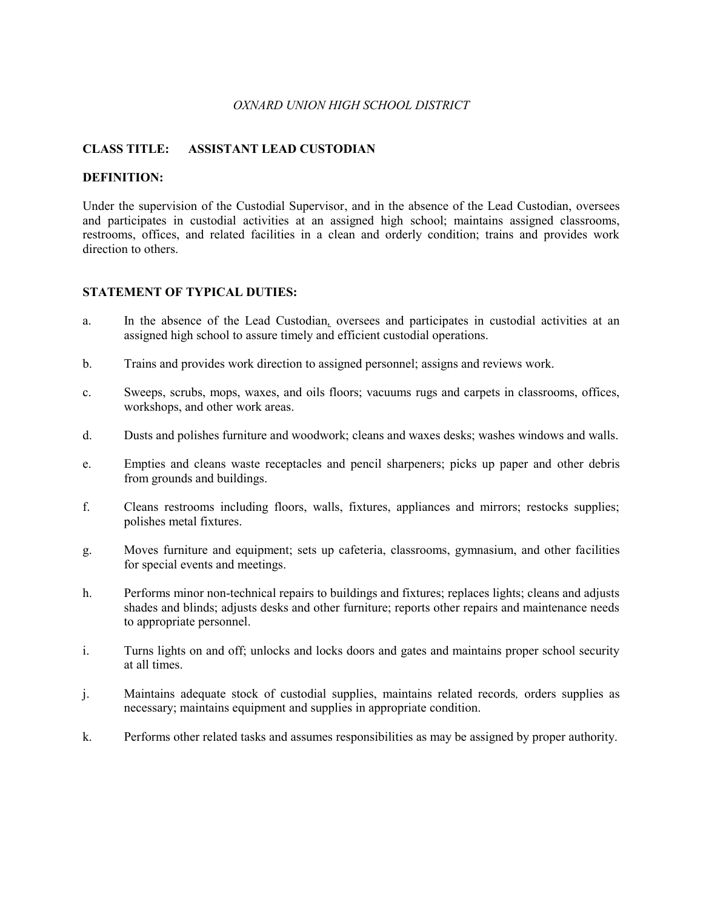*OXNARD UNION HIGH SCHOOL DISTRICT*

**CLASS TITLE: ASSISTANT LEAD CUSTODIAN**

**DEFINITION:**

Under the supervision of the Custodial Supervisor, and in the absence of the Lead Custodian, oversees and participates in custodial activities at an assigned high school; maintains assigned classrooms, restrooms, offices, and related facilities in a clean and orderly condition; trains and provides work direction to others.

**STATEMENT OF TYPICAL DUTIES:**

a. In the absence of the Lead Custodian, oversees and participates in custodial activities at an assigned high school to assure timely and efficient custodial operations.

b. Trains and provides work direction to assigned personnel; assigns and reviews work.

c. Sweeps, scrubs, mops, waxes, and oils floors; vacuums rugs and carpets in classrooms, offices, workshops, and other work areas.

d. Dusts and polishes furniture and woodwork; cleans and waxes desks; washes windows and walls.

e. Empties and cleans waste receptacles and pencil sharpeners; picks up paper and other debris from grounds and buildings.

f. Cleans restrooms including floors, walls, fixtures, appliances and mirrors; restocks supplies; polishes metal fixtures.

g. Moves furniture and equipment; sets up cafeteria, classrooms, gymnasium, and other facilities for special events and meetings.

h. Performs minor non-technical repairs to buildings and fixtures; replaces lights; cleans and adjusts shades and blinds; adjusts desks and other furniture; reports other repairs and maintenance needs to appropriate personnel.

i. Turns lights on and off; unlocks and locks doors and gates and maintains proper school security at all times.

j. Maintains adequate stock of custodial supplies, maintains related records, orders supplies as necessary; maintains equipment and supplies in appropriate condition.

k. Performs other related tasks and assumes responsibilities as may be assigned by proper authority.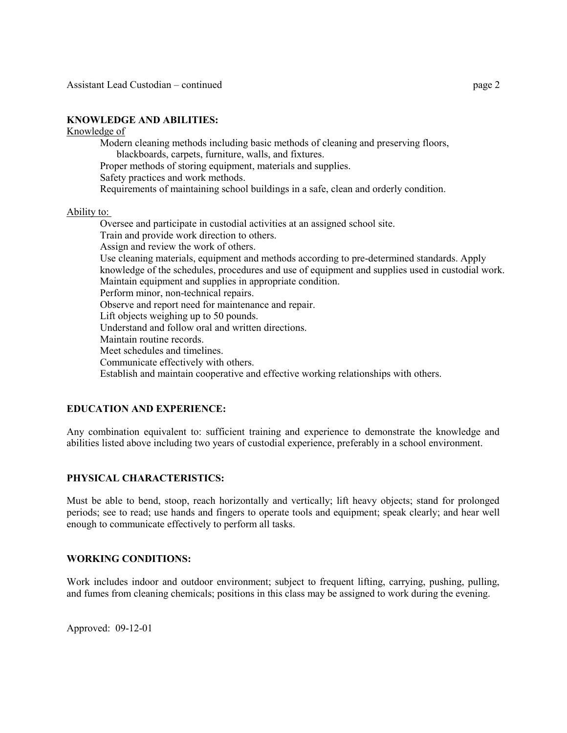## KNOWLEDGE AND ABILITIES:

Knowledge of

- Modern cleaning methods including basic methods of cleaning and preserving floors, blackboards, carpets, furniture, walls, and fixtures.
- Proper methods of storing equipment, materials and supplies.
- Safety practices and work methods.
- Requirements of maintaining school buildings in a safe, clean and orderly condition.

Ability to:

- Oversee and participate in custodial activities at an assigned school site.
- Train and provide work direction to others.
- Assign and review the work of others.
- Use cleaning materials, equipment and methods according to pre-determined standards. Apply knowledge of the schedules, procedures and use of equipment and supplies used in custodial work.
- Maintain equipment and supplies in appropriate condition.
- Perform minor, non-technical repairs.
- Observe and report need for maintenance and repair.
- Lift objects weighing up to 50 pounds.
- Understand and follow oral and written directions.
- Maintain routine records.
- Meet schedules and timelines.
- Communicate effectively with others.
- Establish and maintain cooperative and effective working relationships with others.

## EDUCATION AND EXPERIENCE:

Any combination equivalent to: sufficient training and experience to demonstrate the knowledge and abilities listed above including two years of custodial experience, preferably in a school environment.

## PHYSICAL CHARACTERISTICS:

Must be able to bend, stoop, reach horizontally and vertically; lift heavy objects; stand for prolonged periods; see to read; use hands and fingers to operate tools and equipment; speak clearly; and hear well enough to communicate effectively to perform all tasks.

## WORKING CONDITIONS:

Work includes indoor and outdoor environment; subject to frequent lifting, carrying, pushing, pulling, and fumes from cleaning chemicals; positions in this class may be assigned to work during the evening.

Approved: 09-12-01